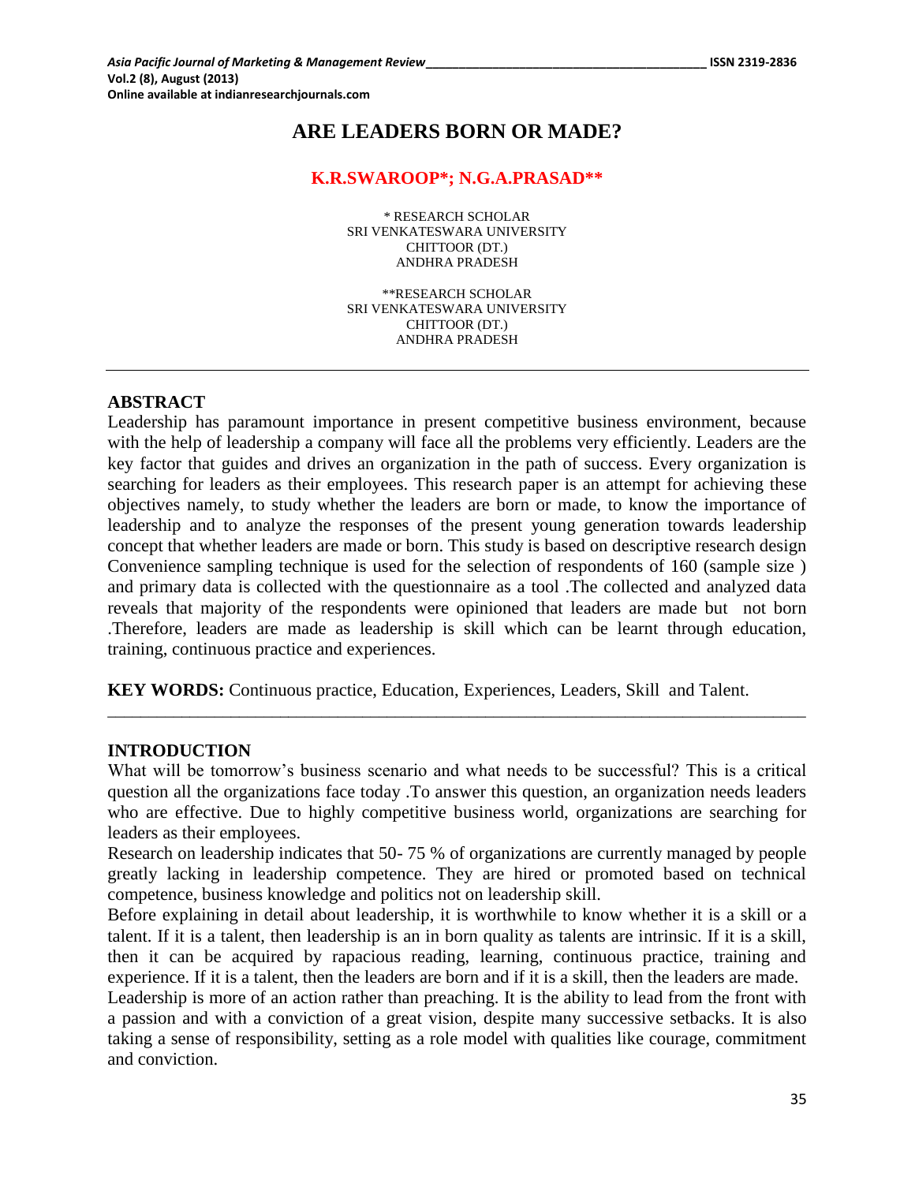# ARE LEADERS BORN OR MADE?

**K.R.SWAROOP\*; N.G.A.PRASAD\*\***

\* RESEARCH SCHOLAR
SRI VENKATESWARA UNIVERSITY
CHITTOOR (DT.)
ANDHRA PRADESH

\*\*RESEARCH SCHOLAR
SRI VENKATESWARA UNIVERSITY
CHITTOOR (DT.)
ANDHRA PRADESH

---

## ABSTRACT

Leadership has paramount importance in present competitive business environment, because with the help of leadership a company will face all the problems very efficiently. Leaders are the key factor that guides and drives an organization in the path of success. Every organization is searching for leaders as their employees. This research paper is an attempt for achieving these objectives namely, to study whether the leaders are born or made, to know the importance of leadership and to analyze the responses of the present young generation towards leadership concept that whether leaders are made or born. This study is based on descriptive research design Convenience sampling technique is used for the selection of respondents of 160 (sample size ) and primary data is collected with the questionnaire as a tool .The collected and analyzed data reveals that majority of the respondents were opinioned that leaders are made but not born .Therefore, leaders are made as leadership is skill which can be learnt through education, training, continuous practice and experiences.

**KEY WORDS:** Continuous practice, Education, Experiences, Leaders, Skill and Talent.

---

## INTRODUCTION

What will be tomorrow's business scenario and what needs to be successful? This is a critical question all the organizations face today .To answer this question, an organization needs leaders who are effective. Due to highly competitive business world, organizations are searching for leaders as their employees.

Research on leadership indicates that 50- 75 % of organizations are currently managed by people greatly lacking in leadership competence. They are hired or promoted based on technical competence, business knowledge and politics not on leadership skill.

Before explaining in detail about leadership, it is worthwhile to know whether it is a skill or a talent. If it is a talent, then leadership is an in born quality as talents are intrinsic. If it is a skill, then it can be acquired by rapacious reading, learning, continuous practice, training and experience. If it is a talent, then the leaders are born and if it is a skill, then the leaders are made.

Leadership is more of an action rather than preaching. It is the ability to lead from the front with a passion and with a conviction of a great vision, despite many successive setbacks. It is also taking a sense of responsibility, setting as a role model with qualities like courage, commitment and conviction.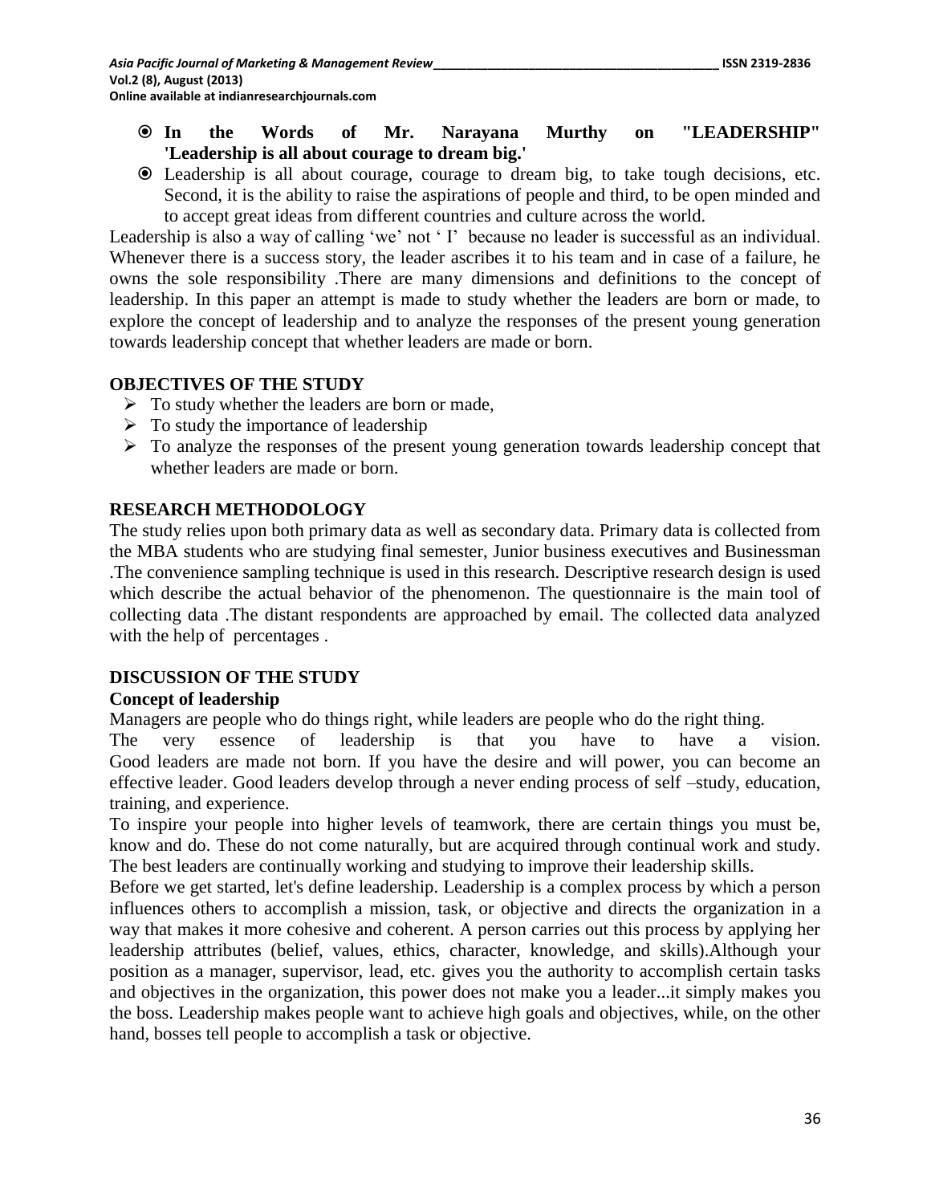- **In the Words of Mr. Narayana Murthy on "LEADERSHIP" 'Leadership is all about courage to dream big.'**
- Leadership is all about courage, courage to dream big, to take tough decisions, etc. Second, it is the ability to raise the aspirations of people and third, to be open minded and to accept great ideas from different countries and culture across the world.

Leadership is also a way of calling 'we' not ' I' because no leader is successful as an individual. Whenever there is a success story, the leader ascribes it to his team and in case of a failure, he owns the sole responsibility .There are many dimensions and definitions to the concept of leadership. In this paper an attempt is made to study whether the leaders are born or made, to explore the concept of leadership and to analyze the responses of the present young generation towards leadership concept that whether leaders are made or born.

## OBJECTIVES OF THE STUDY

- To study whether the leaders are born or made,
- To study the importance of leadership
- To analyze the responses of the present young generation towards leadership concept that whether leaders are made or born.

## RESEARCH METHODOLOGY

The study relies upon both primary data as well as secondary data. Primary data is collected from the MBA students who are studying final semester, Junior business executives and Businessman .The convenience sampling technique is used in this research. Descriptive research design is used which describe the actual behavior of the phenomenon. The questionnaire is the main tool of collecting data .The distant respondents are approached by email. The collected data analyzed with the help of percentages .

## DISCUSSION OF THE STUDY

### Concept of leadership

Managers are people who do things right, while leaders are people who do the right thing.

The very essence of leadership is that you have to have a vision. Good leaders are made not born. If you have the desire and will power, you can become an effective leader. Good leaders develop through a never ending process of self –study, education, training, and experience.

To inspire your people into higher levels of teamwork, there are certain things you must be, know and do. These do not come naturally, but are acquired through continual work and study. The best leaders are continually working and studying to improve their leadership skills.

Before we get started, let's define leadership. Leadership is a complex process by which a person influences others to accomplish a mission, task, or objective and directs the organization in a way that makes it more cohesive and coherent. A person carries out this process by applying her leadership attributes (belief, values, ethics, character, knowledge, and skills).Although your position as a manager, supervisor, lead, etc. gives you the authority to accomplish certain tasks and objectives in the organization, this power does not make you a leader...it simply makes you the boss. Leadership makes people want to achieve high goals and objectives, while, on the other hand, bosses tell people to accomplish a task or objective.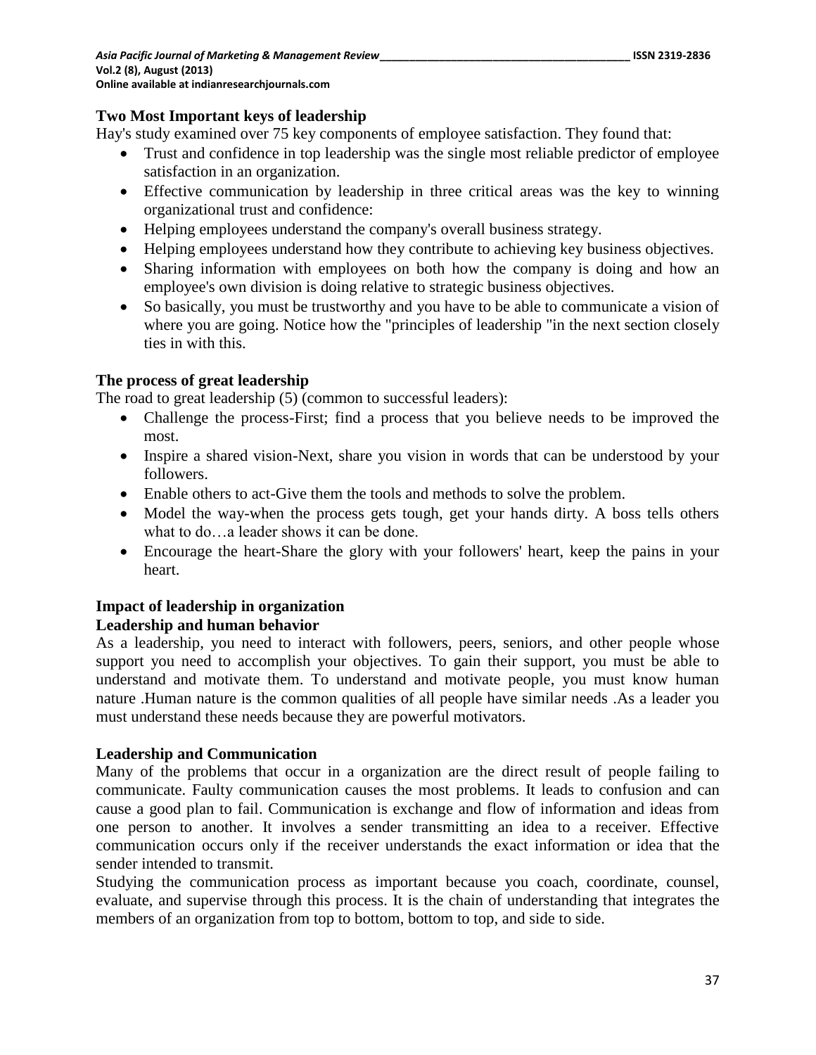### Two Most Important keys of leadership

Hay's study examined over 75 key components of employee satisfaction. They found that:

- Trust and confidence in top leadership was the single most reliable predictor of employee satisfaction in an organization.
- Effective communication by leadership in three critical areas was the key to winning organizational trust and confidence:
- Helping employees understand the company's overall business strategy.
- Helping employees understand how they contribute to achieving key business objectives.
- Sharing information with employees on both how the company is doing and how an employee's own division is doing relative to strategic business objectives.
- So basically, you must be trustworthy and you have to be able to communicate a vision of where you are going. Notice how the "principles of leadership "in the next section closely ties in with this.

### The process of great leadership

The road to great leadership (5) (common to successful leaders):

- Challenge the process-First; find a process that you believe needs to be improved the most.
- Inspire a shared vision-Next, share you vision in words that can be understood by your followers.
- Enable others to act-Give them the tools and methods to solve the problem.
- Model the way-when the process gets tough, get your hands dirty. A boss tells others what to do…a leader shows it can be done.
- Encourage the heart-Share the glory with your followers' heart, keep the pains in your heart.

### Impact of leadership in organization

### Leadership and human behavior

As a leadership, you need to interact with followers, peers, seniors, and other people whose support you need to accomplish your objectives. To gain their support, you must be able to understand and motivate them. To understand and motivate people, you must know human nature .Human nature is the common qualities of all people have similar needs .As a leader you must understand these needs because they are powerful motivators.

### Leadership and Communication

Many of the problems that occur in a organization are the direct result of people failing to communicate. Faulty communication causes the most problems. It leads to confusion and can cause a good plan to fail. Communication is exchange and flow of information and ideas from one person to another. It involves a sender transmitting an idea to a receiver. Effective communication occurs only if the receiver understands the exact information or idea that the sender intended to transmit.

Studying the communication process as important because you coach, coordinate, counsel, evaluate, and supervise through this process. It is the chain of understanding that integrates the members of an organization from top to bottom, bottom to top, and side to side.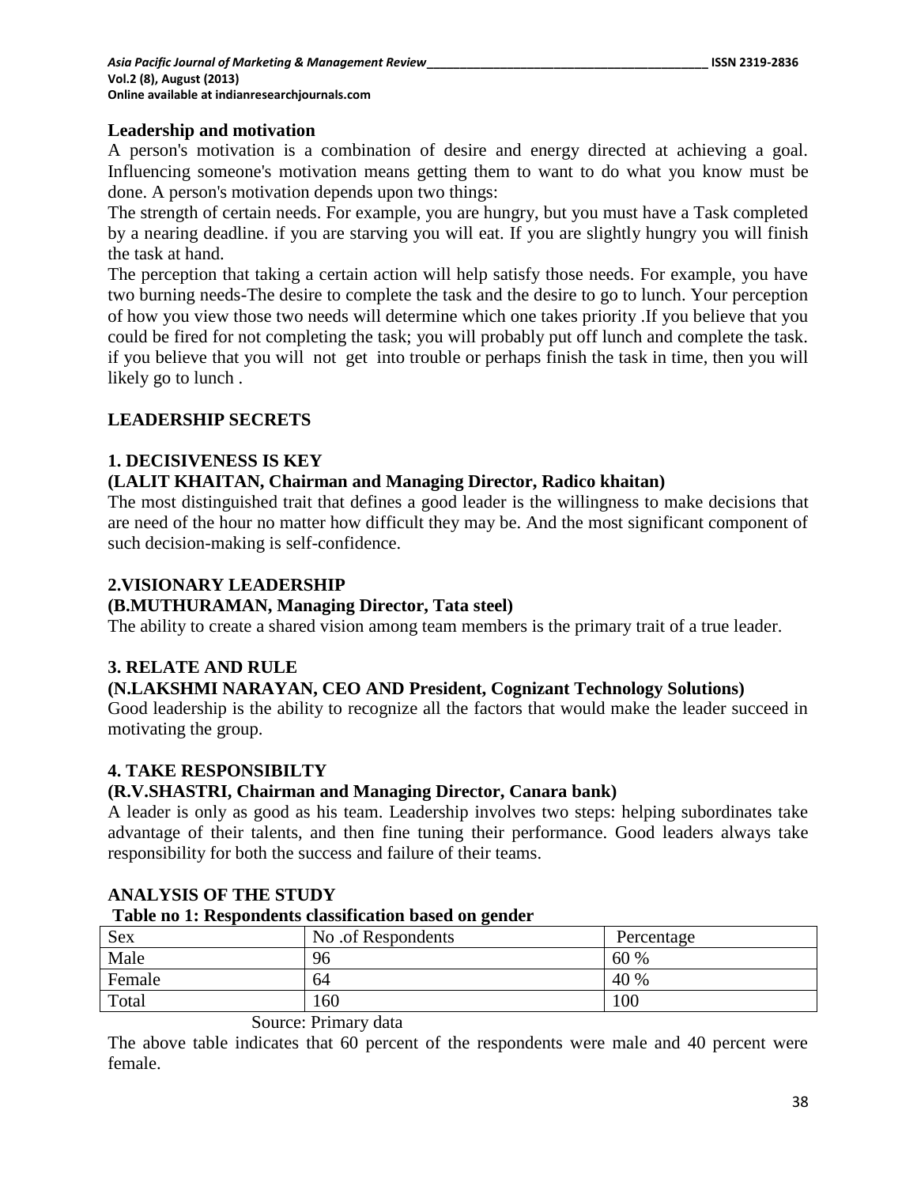## Leadership and motivation

A person's motivation is a combination of desire and energy directed at achieving a goal. Influencing someone's motivation means getting them to want to do what you know must be done. A person's motivation depends upon two things:

The strength of certain needs. For example, you are hungry, but you must have a Task completed by a nearing deadline. if you are starving you will eat. If you are slightly hungry you will finish the task at hand.

The perception that taking a certain action will help satisfy those needs. For example, you have two burning needs-The desire to complete the task and the desire to go to lunch. Your perception of how you view those two needs will determine which one takes priority .If you believe that you could be fired for not completing the task; you will probably put off lunch and complete the task. if you believe that you will not get into trouble or perhaps finish the task in time, then you will likely go to lunch .

## LEADERSHIP SECRETS

### 1. DECISIVENESS IS KEY

**(LALIT KHAITAN, Chairman and Managing Director, Radico khaitan)**

The most distinguished trait that defines a good leader is the willingness to make decisions that are need of the hour no matter how difficult they may be. And the most significant component of such decision-making is self-confidence.

### 2.VISIONARY LEADERSHIP

**(B.MUTHURAMAN, Managing Director, Tata steel)**

The ability to create a shared vision among team members is the primary trait of a true leader.

### 3. RELATE AND RULE

**(N.LAKSHMI NARAYAN, CEO AND President, Cognizant Technology Solutions)**

Good leadership is the ability to recognize all the factors that would make the leader succeed in motivating the group.

### 4. TAKE RESPONSIBILTY

**(R.V.SHASTRI, Chairman and Managing Director, Canara bank)**

A leader is only as good as his team. Leadership involves two steps: helping subordinates take advantage of their talents, and then fine tuning their performance. Good leaders always take responsibility for both the success and failure of their teams.

## ANALYSIS OF THE STUDY

**Table no 1: Respondents classification based on gender**

| Sex | No .of Respondents | Percentage |
|---|---|---|
| Male | 96 | 60 % |
| Female | 64 | 40 % |
| Total | 160 | 100 |

Source: Primary data

The above table indicates that 60 percent of the respondents were male and 40 percent were female.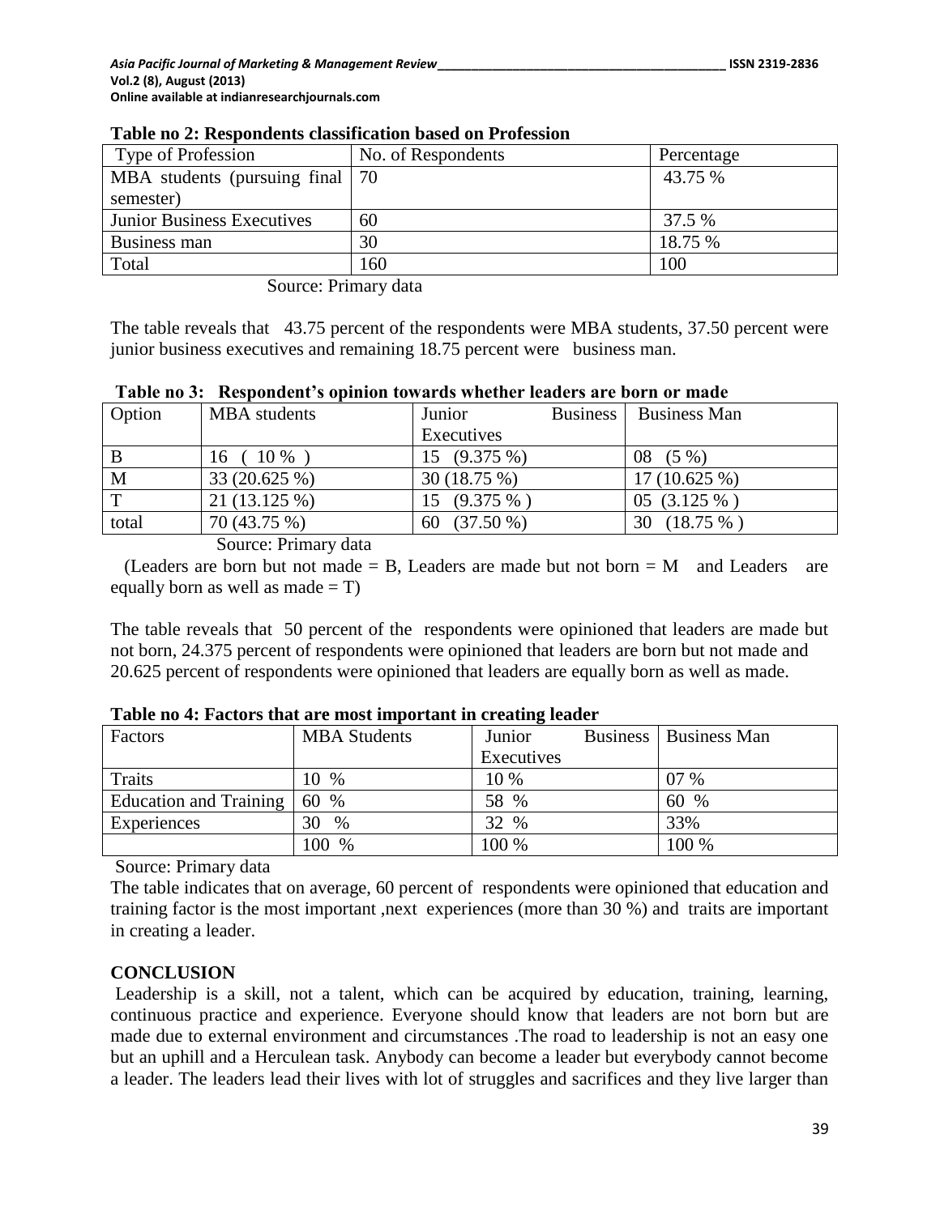**Table no 2: Respondents classification based on Profession**

| Type of Profession | No. of Respondents | Percentage |
|---|---|---|
| MBA students (pursuing final semester) | 70 | 43.75 % |
| Junior Business Executives | 60 | 37.5 % |
| Business man | 30 | 18.75 % |
| Total | 160 | 100 |

Source: Primary data

The table reveals that 43.75 percent of the respondents were MBA students, 37.50 percent were junior business executives and remaining 18.75 percent were business man.

**Table no 3: Respondent's opinion towards whether leaders are born or made**

| Option | MBA students | Junior Business Executives | Business Man |
|---|---|---|---|
| B | 16 ( 10 % ) | 15 (9.375 %) | 08 (5 %) |
| M | 33 (20.625 %) | 30 (18.75 %) | 17 (10.625 %) |
| T | 21 (13.125 %) | 15 (9.375 % ) | 05 (3.125 % ) |
| total | 70 (43.75 %) | 60 (37.50 %) | 30 (18.75 % ) |

Source: Primary data

(Leaders are born but not made = B, Leaders are made but not born = M and Leaders are equally born as well as made = T)

The table reveals that 50 percent of the respondents were opinioned that leaders are made but not born, 24.375 percent of respondents were opinioned that leaders are born but not made and 20.625 percent of respondents were opinioned that leaders are equally born as well as made.

**Table no 4: Factors that are most important in creating leader**

| Factors | MBA Students | Junior Business Executives | Business Man |
|---|---|---|---|
| Traits | 10 % | 10 % | 07 % |
| Education and Training | 60 % | 58 % | 60 % |
| Experiences | 30 % | 32 % | 33% |
| | 100 % | 100 % | 100 % |

Source: Primary data

The table indicates that on average, 60 percent of respondents were opinioned that education and training factor is the most important ,next experiences (more than 30 %) and traits are important in creating a leader.

## CONCLUSION

Leadership is a skill, not a talent, which can be acquired by education, training, learning, continuous practice and experience. Everyone should know that leaders are not born but are made due to external environment and circumstances .The road to leadership is not an easy one but an uphill and a Herculean task. Anybody can become a leader but everybody cannot become a leader. The leaders lead their lives with lot of struggles and sacrifices and they live larger than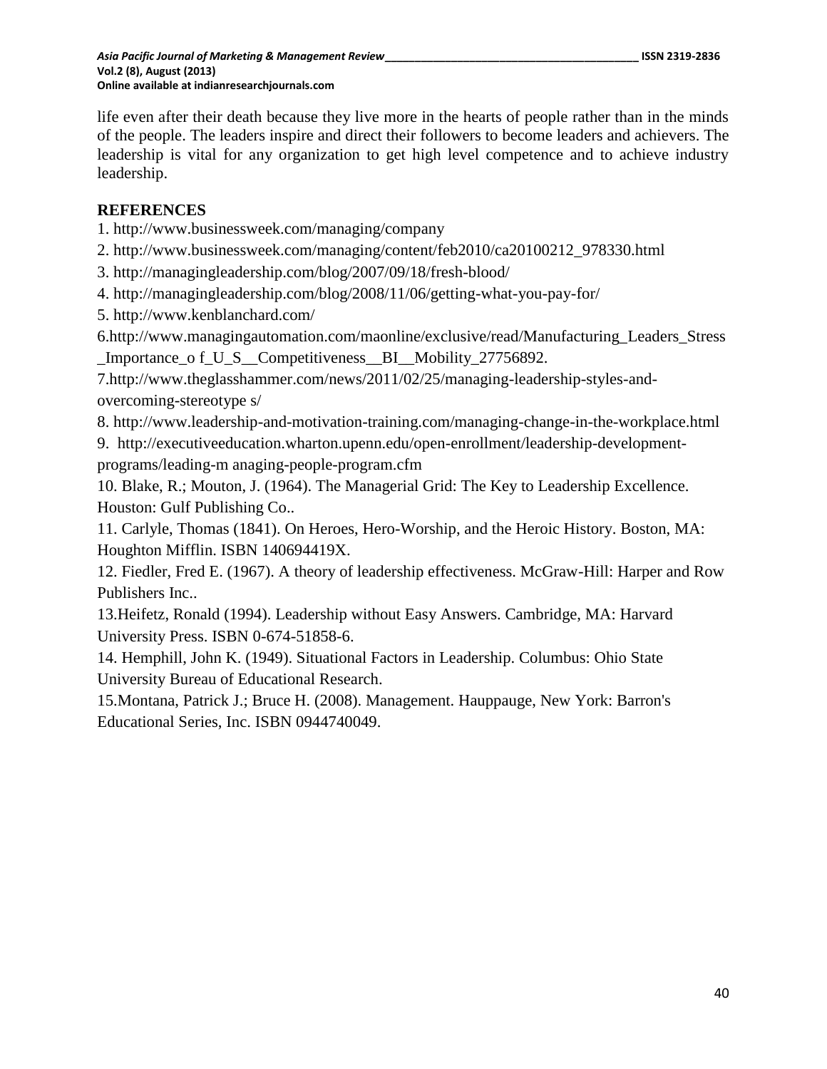life even after their death because they live more in the hearts of people rather than in the minds of the people. The leaders inspire and direct their followers to become leaders and achievers. The leadership is vital for any organization to get high level competence and to achieve industry leadership.

## REFERENCES

1. http://www.businessweek.com/managing/company
2. http://www.businessweek.com/managing/content/feb2010/ca20100212_978330.html
3. http://managingleadership.com/blog/2007/09/18/fresh-blood/
4. http://managingleadership.com/blog/2008/11/06/getting-what-you-pay-for/
5. http://www.kenblanchard.com/
6. http://www.managingautomation.com/maonline/exclusive/read/Manufacturing_Leaders_Stress_Importance_o f_U_S__Competitiveness__BI__Mobility_27756892.
7. http://www.theglasshammer.com/news/2011/02/25/managing-leadership-styles-and-overcoming-stereotype s/
8. http://www.leadership-and-motivation-training.com/managing-change-in-the-workplace.html
9. http://executiveeducation.wharton.upenn.edu/open-enrollment/leadership-development-programs/leading-m anaging-people-program.cfm
10. Blake, R.; Mouton, J. (1964). The Managerial Grid: The Key to Leadership Excellence. Houston: Gulf Publishing Co..
11. Carlyle, Thomas (1841). On Heroes, Hero-Worship, and the Heroic History. Boston, MA: Houghton Mifflin. ISBN 140694419X.
12. Fiedler, Fred E. (1967). A theory of leadership effectiveness. McGraw-Hill: Harper and Row Publishers Inc..
13. Heifetz, Ronald (1994). Leadership without Easy Answers. Cambridge, MA: Harvard University Press. ISBN 0-674-51858-6.
14. Hemphill, John K. (1949). Situational Factors in Leadership. Columbus: Ohio State University Bureau of Educational Research.
15. Montana, Patrick J.; Bruce H. (2008). Management. Hauppauge, New York: Barron's Educational Series, Inc. ISBN 0944740049.